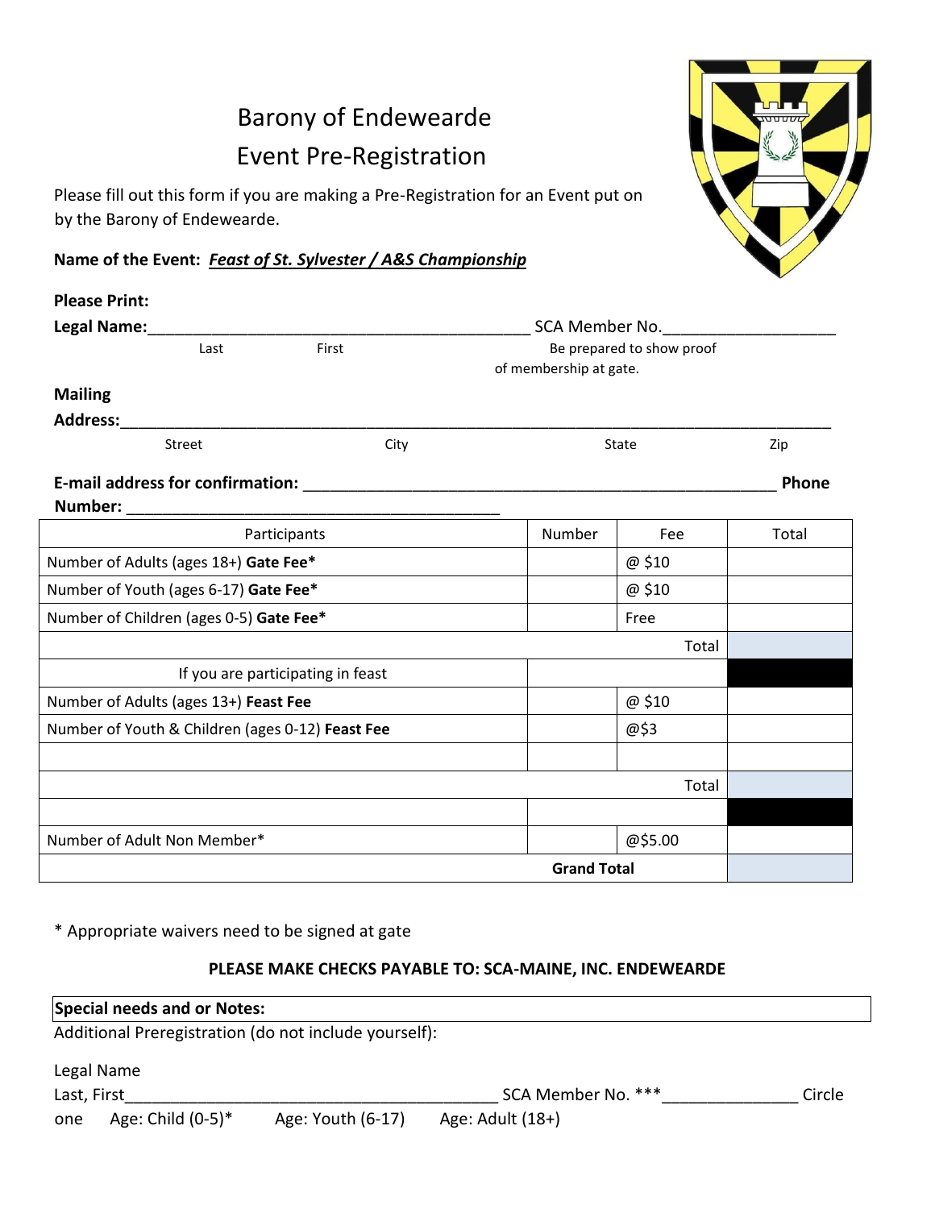# Barony of Endewearde
# Event Pre-Registration

Please fill out this form if you are making a Pre-Registration for an Event put on by the Barony of Endewearde.

**Name of the Event:** ***Feast of St. Sylvester / A&S Championship***

**Please Print:**

**Legal Name:**__________________________________________ SCA Member No.__________________

Last First Be prepared to show proof of membership at gate.

**Mailing Address:**______________________________________________________________________________

Street City State Zip

**E-mail address for confirmation:** ____________________________________________________ **Phone Number:** ________________________________________

| Participants | Number | Fee | Total |
|---|---|---|---|
| Number of Adults (ages 18+) **Gate Fee*** | | @ $10 | |
| Number of Youth (ages 6-17) **Gate Fee*** | | @ $10 | |
| Number of Children (ages 0-5) **Gate Fee*** | | Free | |
| | | Total | |
| If you are participating in feast | | | |
| Number of Adults (ages 13+) **Feast Fee** | | @ $10 | |
| Number of Youth & Children (ages 0-12) **Feast Fee** | | @$3 | |
| | | | |
| | | Total | |
| | | | |
| Number of Adult Non Member* | | @$5.00 | |
| | | **Grand Total** | |

* Appropriate waivers need to be signed at gate

**PLEASE MAKE CHECKS PAYABLE TO: SCA-MAINE, INC. ENDEWEARDE**

**Special needs and or Notes:**

Additional Preregistration (do not include yourself):

Legal Name
Last, First__________________________________________ SCA Member No. ***_______________ Circle one Age: Child (0-5)* Age: Youth (6-17) Age: Adult (18+)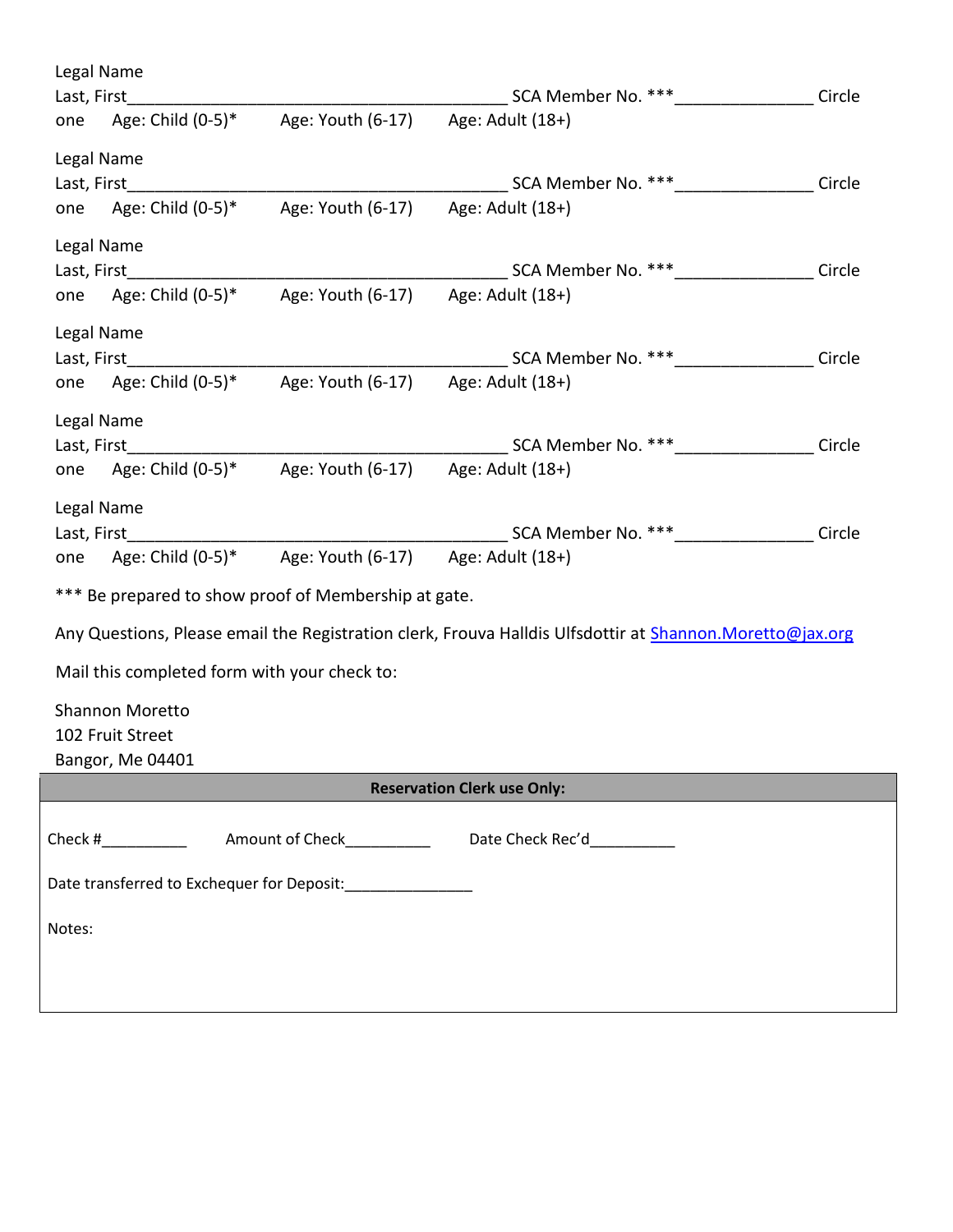Legal Name
Last, First_____________________________________________ SCA Member No. ***________________ Circle one Age: Child (0-5)* Age: Youth (6-17) Age: Adult (18+)

Legal Name
Last, First_____________________________________________ SCA Member No. ***________________ Circle one Age: Child (0-5)* Age: Youth (6-17) Age: Adult (18+)

Legal Name
Last, First_____________________________________________ SCA Member No. ***________________ Circle one Age: Child (0-5)* Age: Youth (6-17) Age: Adult (18+)

Legal Name
Last, First_____________________________________________ SCA Member No. ***________________ Circle one Age: Child (0-5)* Age: Youth (6-17) Age: Adult (18+)

Legal Name
Last, First_____________________________________________ SCA Member No. ***________________ Circle one Age: Child (0-5)* Age: Youth (6-17) Age: Adult (18+)

Legal Name
Last, First_____________________________________________ SCA Member No. ***________________ Circle one Age: Child (0-5)* Age: Youth (6-17) Age: Adult (18+)

*** Be prepared to show proof of Membership at gate.

Any Questions, Please email the Registration clerk, Frouva Halldis Ulfsdottir at Shannon.Moretto@jax.org

Mail this completed form with your check to:

Shannon Moretto
102 Fruit Street
Bangor, Me 04401

**Reservation Clerk use Only:**

Check #__________ Amount of Check__________ Date Check Rec'd__________

Date transferred to Exchequer for Deposit:_______________

Notes: